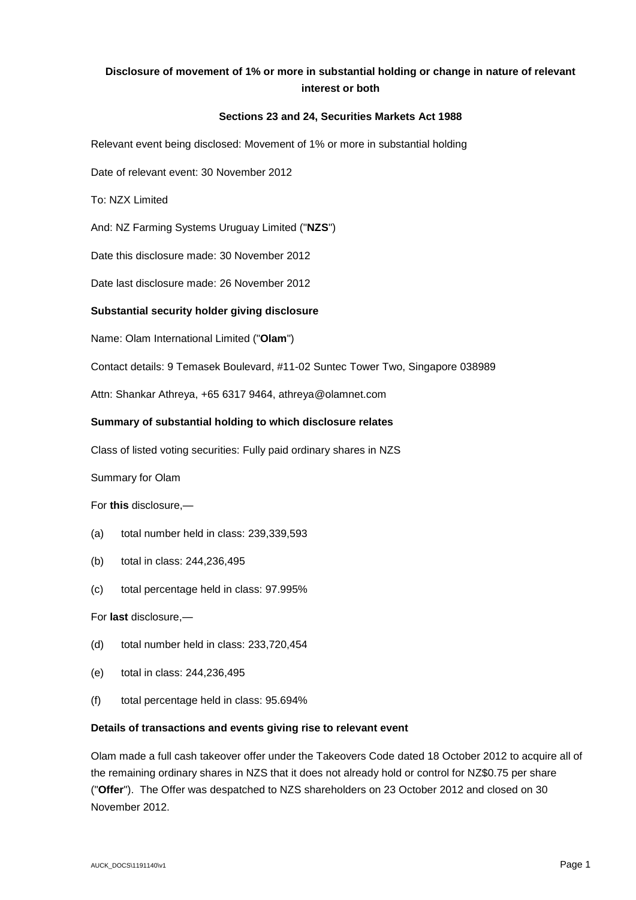# Disclosure of movement of 1% or more in substantial holding or change in nature of relevant interest or both

## Sections 23 and 24, Securities Markets Act 1988

Relevant event being disclosed: Movement of 1% or more in substantial holding

Date of relevant event: 30 November 2012

To: NZX Limited

And: NZ Farming Systems Uruguay Limited ("**NZS**")

Date this disclosure made: 30 November 2012

Date last disclosure made: 26 November 2012

### Substantial security holder giving disclosure

Name: Olam International Limited ("**Olam**")

Contact details: 9 Temasek Boulevard, #11-02 Suntec Tower Two, Singapore 038989

Attn: Shankar Athreya, +65 6317 9464, athreya@olamnet.com

### Summary of substantial holding to which disclosure relates

Class of listed voting securities: Fully paid ordinary shares in NZS

Summary for Olam

For **this** disclosure,—

(a) total number held in class: 239,339,593

(b) total in class: 244,236,495

(c) total percentage held in class: 97.995%

For **last** disclosure,—

(d) total number held in class: 233,720,454

(e) total in class: 244,236,495

(f) total percentage held in class: 95.694%

### Details of transactions and events giving rise to relevant event

Olam made a full cash takeover offer under the Takeovers Code dated 18 October 2012 to acquire all of the remaining ordinary shares in NZS that it does not already hold or control for NZ$0.75 per share ("**Offer**"). The Offer was despatched to NZS shareholders on 23 October 2012 and closed on 30 November 2012.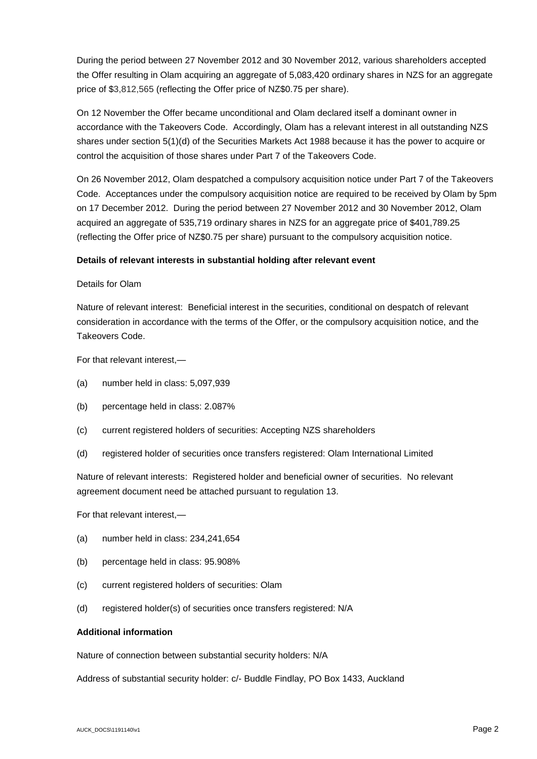During the period between 27 November 2012 and 30 November 2012, various shareholders accepted the Offer resulting in Olam acquiring an aggregate of 5,083,420 ordinary shares in NZS for an aggregate price of $3,812,565 (reflecting the Offer price of NZ$0.75 per share).

On 12 November the Offer became unconditional and Olam declared itself a dominant owner in accordance with the Takeovers Code. Accordingly, Olam has a relevant interest in all outstanding NZS shares under section 5(1)(d) of the Securities Markets Act 1988 because it has the power to acquire or control the acquisition of those shares under Part 7 of the Takeovers Code.

On 26 November 2012, Olam despatched a compulsory acquisition notice under Part 7 of the Takeovers Code. Acceptances under the compulsory acquisition notice are required to be received by Olam by 5pm on 17 December 2012. During the period between 27 November 2012 and 30 November 2012, Olam acquired an aggregate of 535,719 ordinary shares in NZS for an aggregate price of $401,789.25 (reflecting the Offer price of NZ$0.75 per share) pursuant to the compulsory acquisition notice.

**Details of relevant interests in substantial holding after relevant event**

Details for Olam

Nature of relevant interest: Beneficial interest in the securities, conditional on despatch of relevant consideration in accordance with the terms of the Offer, or the compulsory acquisition notice, and the Takeovers Code.

For that relevant interest,—

(a) number held in class: 5,097,939

(b) percentage held in class: 2.087%

(c) current registered holders of securities: Accepting NZS shareholders

(d) registered holder of securities once transfers registered: Olam International Limited

Nature of relevant interests: Registered holder and beneficial owner of securities. No relevant agreement document need be attached pursuant to regulation 13.

For that relevant interest,—

(a) number held in class: 234,241,654

(b) percentage held in class: 95.908%

(c) current registered holders of securities: Olam

(d) registered holder(s) of securities once transfers registered: N/A

**Additional information**

Nature of connection between substantial security holders: N/A

Address of substantial security holder: c/- Buddle Findlay, PO Box 1433, Auckland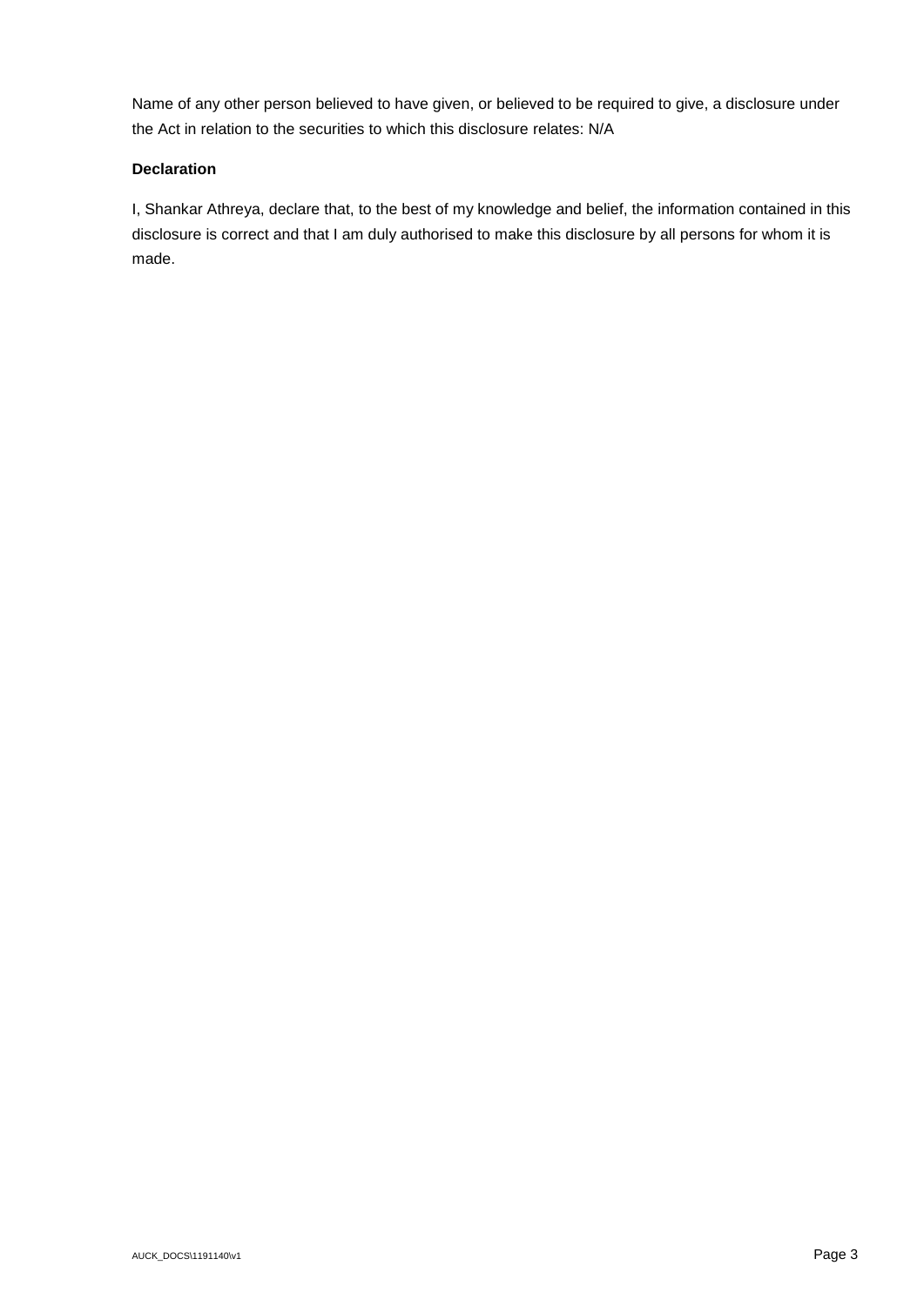Name of any other person believed to have given, or believed to be required to give, a disclosure under the Act in relation to the securities to which this disclosure relates: N/A

**Declaration**

I, Shankar Athreya, declare that, to the best of my knowledge and belief, the information contained in this disclosure is correct and that I am duly authorised to make this disclosure by all persons for whom it is made.